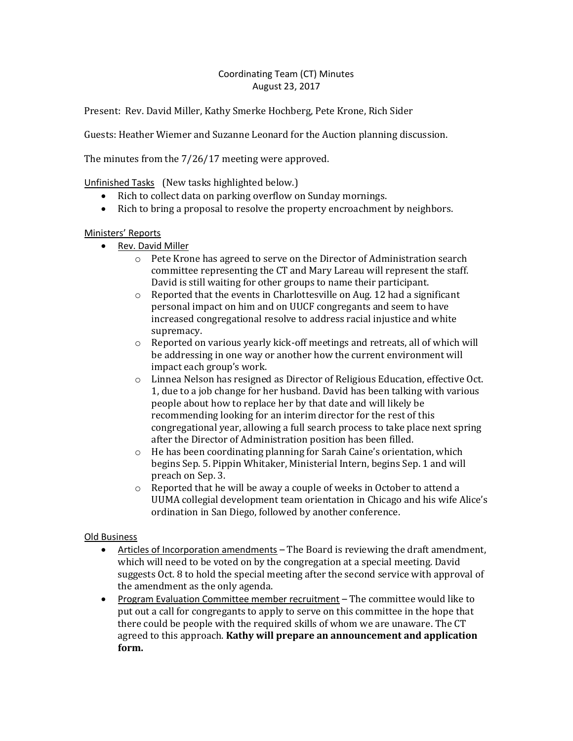# Coordinating Team (CT) Minutes
## August 23, 2017

Present: Rev. David Miller, Kathy Smerke Hochberg, Pete Krone, Rich Sider

Guests: Heather Wiemer and Suzanne Leonard for the Auction planning discussion.

The minutes from the 7/26/17 meeting were approved.

Unfinished Tasks (New tasks highlighted below.)

- Rich to collect data on parking overflow on Sunday mornings.
- Rich to bring a proposal to resolve the property encroachment by neighbors.

Ministers' Reports

- Rev. David Miller
  - Pete Krone has agreed to serve on the Director of Administration search committee representing the CT and Mary Lareau will represent the staff. David is still waiting for other groups to name their participant.
  - Reported that the events in Charlottesville on Aug. 12 had a significant personal impact on him and on UUCF congregants and seem to have increased congregational resolve to address racial injustice and white supremacy.
  - Reported on various yearly kick-off meetings and retreats, all of which will be addressing in one way or another how the current environment will impact each group's work.
  - Linnea Nelson has resigned as Director of Religious Education, effective Oct. 1, due to a job change for her husband. David has been talking with various people about how to replace her by that date and will likely be recommending looking for an interim director for the rest of this congregational year, allowing a full search process to take place next spring after the Director of Administration position has been filled.
  - He has been coordinating planning for Sarah Caine's orientation, which begins Sep. 5. Pippin Whitaker, Ministerial Intern, begins Sep. 1 and will preach on Sep. 3.
  - Reported that he will be away a couple of weeks in October to attend a UUMA collegial development team orientation in Chicago and his wife Alice's ordination in San Diego, followed by another conference.

Old Business

- Articles of Incorporation amendments – The Board is reviewing the draft amendment, which will need to be voted on by the congregation at a special meeting. David suggests Oct. 8 to hold the special meeting after the second service with approval of the amendment as the only agenda.
- Program Evaluation Committee member recruitment – The committee would like to put out a call for congregants to apply to serve on this committee in the hope that there could be people with the required skills of whom we are unaware. The CT agreed to this approach. **Kathy will prepare an announcement and application form.**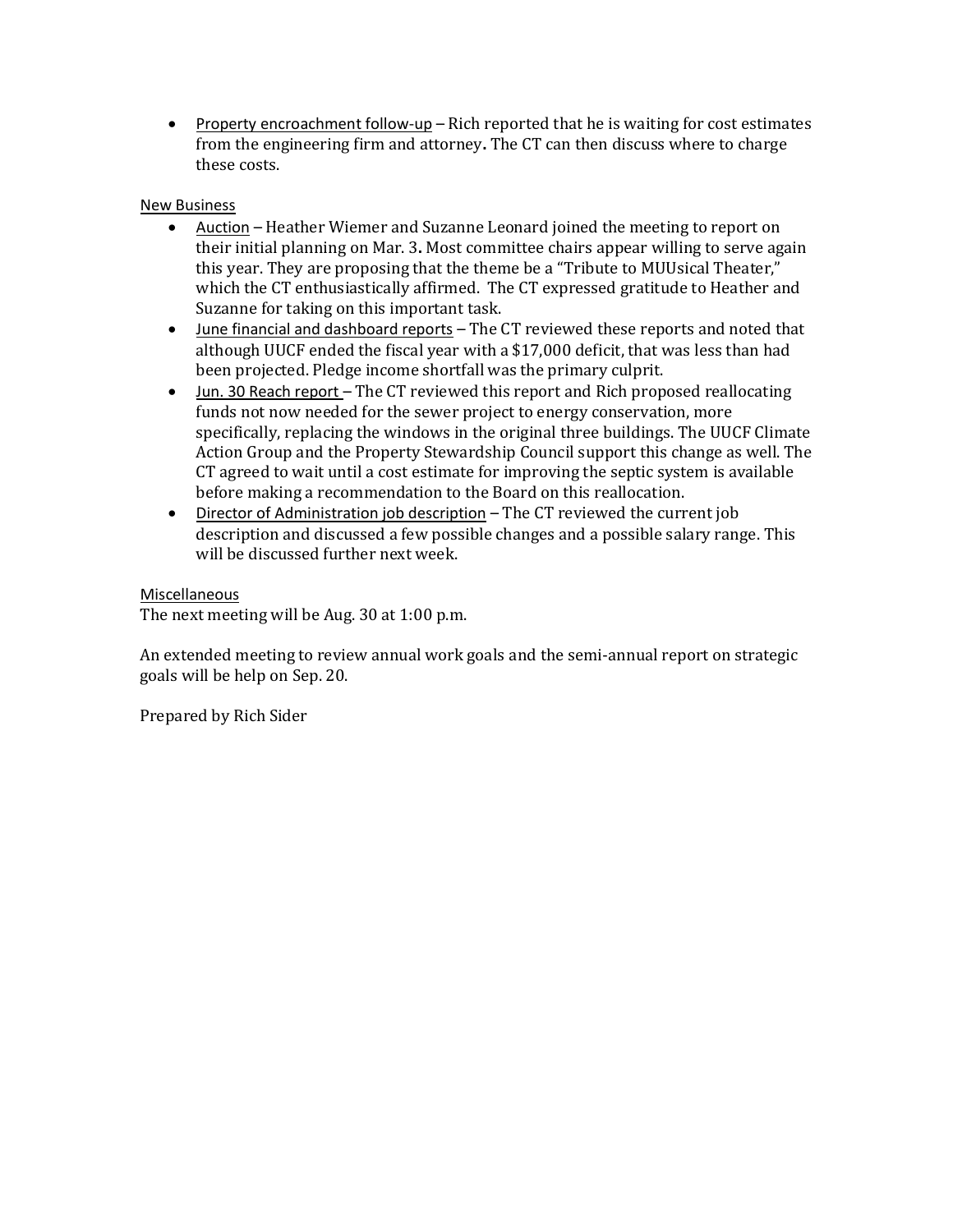- Property encroachment follow-up – Rich reported that he is waiting for cost estimates from the engineering firm and attorney**.** The CT can then discuss where to charge these costs.

New Business

- Auction – Heather Wiemer and Suzanne Leonard joined the meeting to report on their initial planning on Mar. 3**.** Most committee chairs appear willing to serve again this year. They are proposing that the theme be a "Tribute to MUUsical Theater," which the CT enthusiastically affirmed. The CT expressed gratitude to Heather and Suzanne for taking on this important task.
- June financial and dashboard reports – The CT reviewed these reports and noted that although UUCF ended the fiscal year with a $17,000 deficit, that was less than had been projected. Pledge income shortfall was the primary culprit.
- Jun. 30 Reach report – The CT reviewed this report and Rich proposed reallocating funds not now needed for the sewer project to energy conservation, more specifically, replacing the windows in the original three buildings. The UUCF Climate Action Group and the Property Stewardship Council support this change as well. The CT agreed to wait until a cost estimate for improving the septic system is available before making a recommendation to the Board on this reallocation.
- Director of Administration job description – The CT reviewed the current job description and discussed a few possible changes and a possible salary range. This will be discussed further next week.

Miscellaneous

The next meeting will be Aug. 30 at 1:00 p.m.

An extended meeting to review annual work goals and the semi-annual report on strategic goals will be help on Sep. 20.

Prepared by Rich Sider